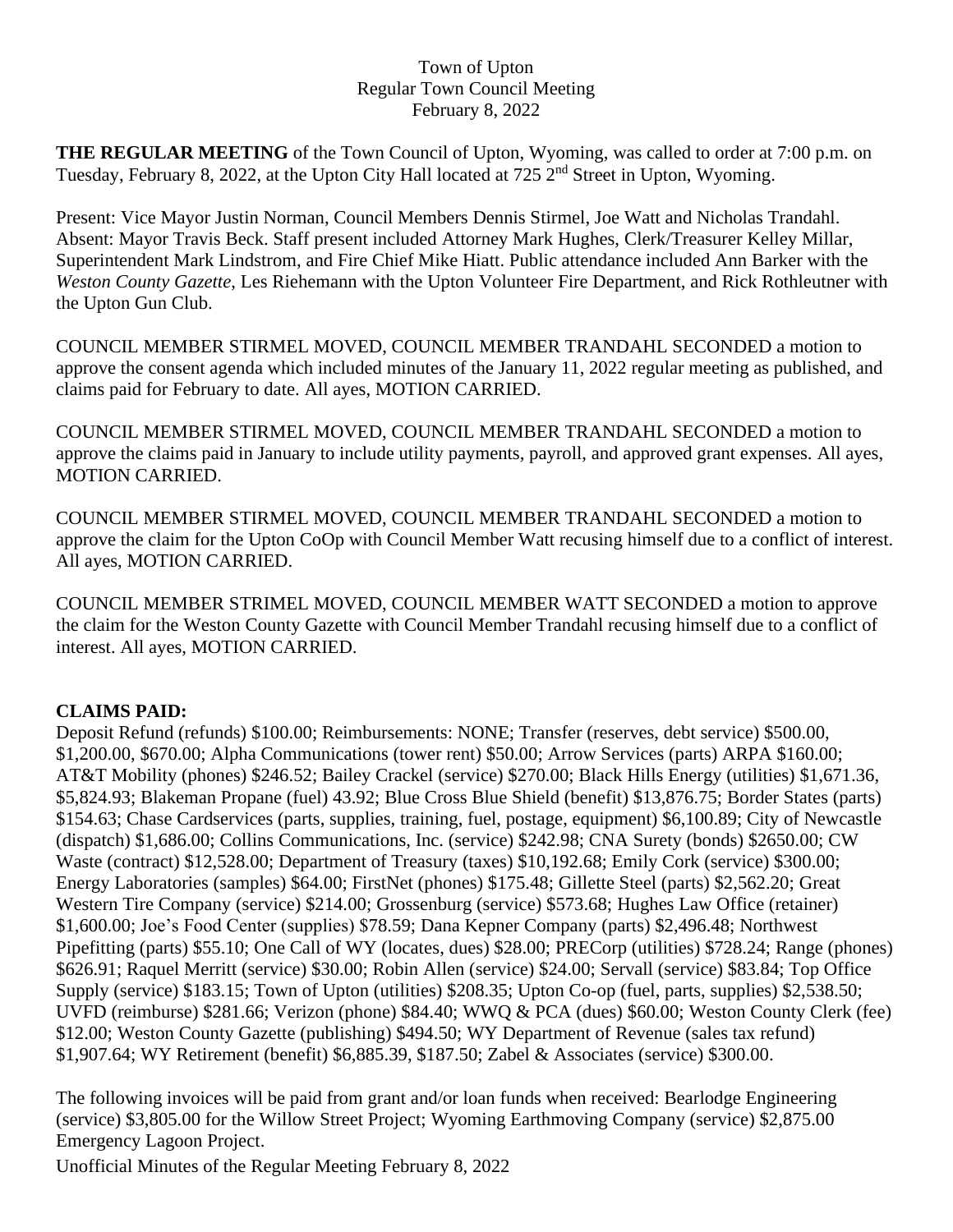Town of Upton
Regular Town Council Meeting
February 8, 2022

**THE REGULAR MEETING** of the Town Council of Upton, Wyoming, was called to order at 7:00 p.m. on Tuesday, February 8, 2022, at the Upton City Hall located at 725 2nd Street in Upton, Wyoming.

Present: Vice Mayor Justin Norman, Council Members Dennis Stirmel, Joe Watt and Nicholas Trandahl. Absent: Mayor Travis Beck. Staff present included Attorney Mark Hughes, Clerk/Treasurer Kelley Millar, Superintendent Mark Lindstrom, and Fire Chief Mike Hiatt. Public attendance included Ann Barker with the *Weston County Gazette*, Les Riehemann with the Upton Volunteer Fire Department, and Rick Rothleutner with the Upton Gun Club.

COUNCIL MEMBER STIRMEL MOVED, COUNCIL MEMBER TRANDAHL SECONDED a motion to approve the consent agenda which included minutes of the January 11, 2022 regular meeting as published, and claims paid for February to date. All ayes, MOTION CARRIED.

COUNCIL MEMBER STIRMEL MOVED, COUNCIL MEMBER TRANDAHL SECONDED a motion to approve the claims paid in January to include utility payments, payroll, and approved grant expenses. All ayes, MOTION CARRIED.

COUNCIL MEMBER STIRMEL MOVED, COUNCIL MEMBER TRANDAHL SECONDED a motion to approve the claim for the Upton CoOp with Council Member Watt recusing himself due to a conflict of interest. All ayes, MOTION CARRIED.

COUNCIL MEMBER STRIMEL MOVED, COUNCIL MEMBER WATT SECONDED a motion to approve the claim for the Weston County Gazette with Council Member Trandahl recusing himself due to a conflict of interest. All ayes, MOTION CARRIED.

**CLAIMS PAID:**
Deposit Refund (refunds) $100.00; Reimbursements: NONE; Transfer (reserves, debt service) $500.00, $1,200.00, $670.00; Alpha Communications (tower rent) $50.00; Arrow Services (parts) ARPA $160.00; AT&T Mobility (phones) $246.52; Bailey Crackel (service) $270.00; Black Hills Energy (utilities) $1,671.36, $5,824.93; Blakeman Propane (fuel) 43.92; Blue Cross Blue Shield (benefit) $13,876.75; Border States (parts) $154.63; Chase Cardservices (parts, supplies, training, fuel, postage, equipment) $6,100.89; City of Newcastle (dispatch) $1,686.00; Collins Communications, Inc. (service) $242.98; CNA Surety (bonds) $2650.00; CW Waste (contract) $12,528.00; Department of Treasury (taxes) $10,192.68; Emily Cork (service) $300.00; Energy Laboratories (samples) $64.00; FirstNet (phones) $175.48; Gillette Steel (parts) $2,562.20; Great Western Tire Company (service) $214.00; Grossenburg (service) $573.68; Hughes Law Office (retainer) $1,600.00; Joe's Food Center (supplies) $78.59; Dana Kepner Company (parts) $2,496.48; Northwest Pipefitting (parts) $55.10; One Call of WY (locates, dues) $28.00; PRECorp (utilities) $728.24; Range (phones) $626.91; Raquel Merritt (service) $30.00; Robin Allen (service) $24.00; Servall (service) $83.84; Top Office Supply (service) $183.15; Town of Upton (utilities) $208.35; Upton Co-op (fuel, parts, supplies) $2,538.50; UVFD (reimburse) $281.66; Verizon (phone) $84.40; WWQ & PCA (dues) $60.00; Weston County Clerk (fee) $12.00; Weston County Gazette (publishing) $494.50; WY Department of Revenue (sales tax refund) $1,907.64; WY Retirement (benefit) $6,885.39, $187.50; Zabel & Associates (service) $300.00.

The following invoices will be paid from grant and/or loan funds when received: Bearlodge Engineering (service) $3,805.00 for the Willow Street Project; Wyoming Earthmoving Company (service) $2,875.00 Emergency Lagoon Project.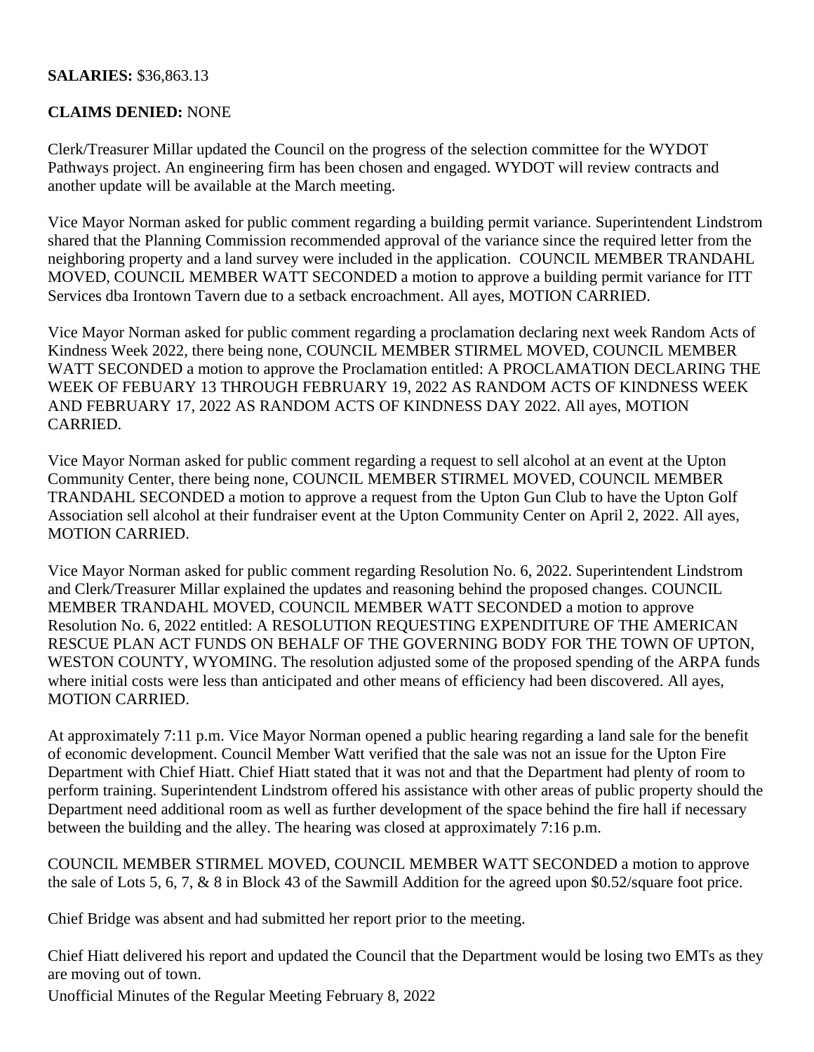**SALARIES:** $36,863.13

**CLAIMS DENIED:** NONE

Clerk/Treasurer Millar updated the Council on the progress of the selection committee for the WYDOT Pathways project. An engineering firm has been chosen and engaged. WYDOT will review contracts and another update will be available at the March meeting.

Vice Mayor Norman asked for public comment regarding a building permit variance. Superintendent Lindstrom shared that the Planning Commission recommended approval of the variance since the required letter from the neighboring property and a land survey were included in the application. COUNCIL MEMBER TRANDAHL MOVED, COUNCIL MEMBER WATT SECONDED a motion to approve a building permit variance for ITT Services dba Irontown Tavern due to a setback encroachment. All ayes, MOTION CARRIED.

Vice Mayor Norman asked for public comment regarding a proclamation declaring next week Random Acts of Kindness Week 2022, there being none, COUNCIL MEMBER STIRMEL MOVED, COUNCIL MEMBER WATT SECONDED a motion to approve the Proclamation entitled: A PROCLAMATION DECLARING THE WEEK OF FEBUARY 13 THROUGH FEBRUARY 19, 2022 AS RANDOM ACTS OF KINDNESS WEEK AND FEBRUARY 17, 2022 AS RANDOM ACTS OF KINDNESS DAY 2022. All ayes, MOTION CARRIED.

Vice Mayor Norman asked for public comment regarding a request to sell alcohol at an event at the Upton Community Center, there being none, COUNCIL MEMBER STIRMEL MOVED, COUNCIL MEMBER TRANDAHL SECONDED a motion to approve a request from the Upton Gun Club to have the Upton Golf Association sell alcohol at their fundraiser event at the Upton Community Center on April 2, 2022. All ayes, MOTION CARRIED.

Vice Mayor Norman asked for public comment regarding Resolution No. 6, 2022. Superintendent Lindstrom and Clerk/Treasurer Millar explained the updates and reasoning behind the proposed changes. COUNCIL MEMBER TRANDAHL MOVED, COUNCIL MEMBER WATT SECONDED a motion to approve Resolution No. 6, 2022 entitled: A RESOLUTION REQUESTING EXPENDITURE OF THE AMERICAN RESCUE PLAN ACT FUNDS ON BEHALF OF THE GOVERNING BODY FOR THE TOWN OF UPTON, WESTON COUNTY, WYOMING. The resolution adjusted some of the proposed spending of the ARPA funds where initial costs were less than anticipated and other means of efficiency had been discovered. All ayes, MOTION CARRIED.

At approximately 7:11 p.m. Vice Mayor Norman opened a public hearing regarding a land sale for the benefit of economic development. Council Member Watt verified that the sale was not an issue for the Upton Fire Department with Chief Hiatt. Chief Hiatt stated that it was not and that the Department had plenty of room to perform training. Superintendent Lindstrom offered his assistance with other areas of public property should the Department need additional room as well as further development of the space behind the fire hall if necessary between the building and the alley. The hearing was closed at approximately 7:16 p.m.

COUNCIL MEMBER STIRMEL MOVED, COUNCIL MEMBER WATT SECONDED a motion to approve the sale of Lots 5, 6, 7, & 8 in Block 43 of the Sawmill Addition for the agreed upon $0.52/square foot price.

Chief Bridge was absent and had submitted her report prior to the meeting.

Chief Hiatt delivered his report and updated the Council that the Department would be losing two EMTs as they are moving out of town.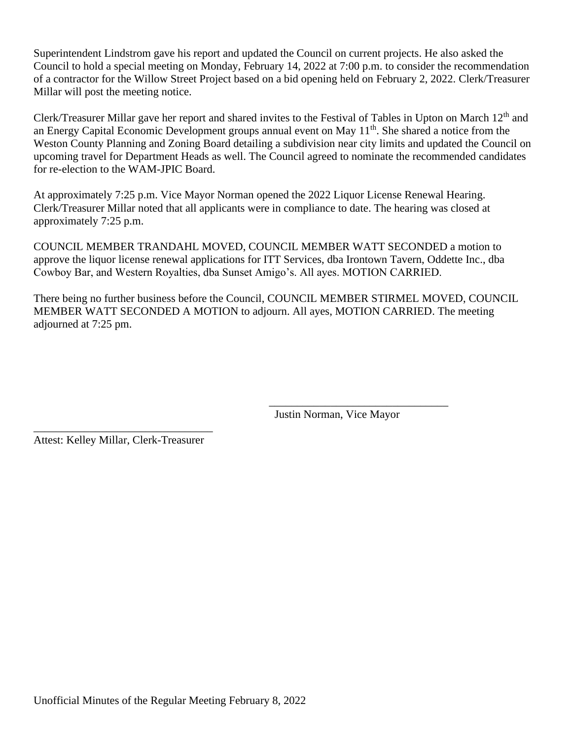Superintendent Lindstrom gave his report and updated the Council on current projects. He also asked the Council to hold a special meeting on Monday, February 14, 2022 at 7:00 p.m. to consider the recommendation of a contractor for the Willow Street Project based on a bid opening held on February 2, 2022. Clerk/Treasurer Millar will post the meeting notice.

Clerk/Treasurer Millar gave her report and shared invites to the Festival of Tables in Upton on March 12th and an Energy Capital Economic Development groups annual event on May 11th. She shared a notice from the Weston County Planning and Zoning Board detailing a subdivision near city limits and updated the Council on upcoming travel for Department Heads as well. The Council agreed to nominate the recommended candidates for re-election to the WAM-JPIC Board.

At approximately 7:25 p.m. Vice Mayor Norman opened the 2022 Liquor License Renewal Hearing. Clerk/Treasurer Millar noted that all applicants were in compliance to date. The hearing was closed at approximately 7:25 p.m.

COUNCIL MEMBER TRANDAHL MOVED, COUNCIL MEMBER WATT SECONDED a motion to approve the liquor license renewal applications for ITT Services, dba Irontown Tavern, Oddette Inc., dba Cowboy Bar, and Western Royalties, dba Sunset Amigo's. All ayes. MOTION CARRIED.

There being no further business before the Council, COUNCIL MEMBER STIRMEL MOVED, COUNCIL MEMBER WATT SECONDED A MOTION to adjourn. All ayes, MOTION CARRIED. The meeting adjourned at 7:25 pm.

\_\_\_\_\_\_\_\_\_\_\_\_\_\_\_\_\_\_\_\_\_\_\_\_\_\_\_\_\_\_\_\_

Justin Norman, Vice Mayor

\_\_\_\_\_\_\_\_\_\_\_\_\_\_\_\_\_\_\_\_\_\_\_\_\_\_\_\_\_\_\_\_

Attest: Kelley Millar, Clerk-Treasurer

Unofficial Minutes of the Regular Meeting February 8, 2022